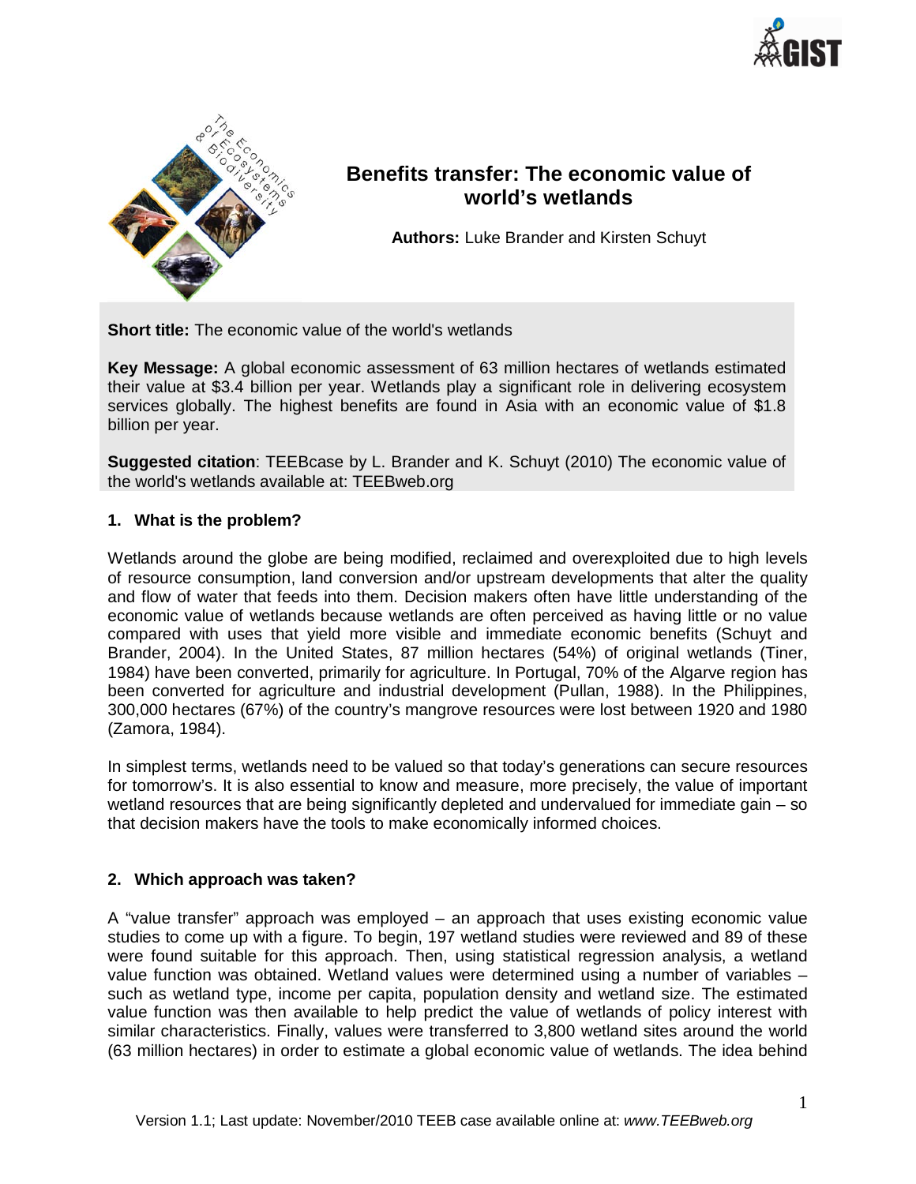# Benefits transfer: The economic value of world's wetlands

**Authors:** Luke Brander and Kirsten Schuyt

**Short title:** The economic value of the world's wetlands

**Key Message:** A global economic assessment of 63 million hectares of wetlands estimated their value at $3.4 billion per year. Wetlands play a significant role in delivering ecosystem services globally. The highest benefits are found in Asia with an economic value of $1.8 billion per year.

**Suggested citation**: TEEBcase by L. Brander and K. Schuyt (2010) The economic value of the world's wetlands available at: TEEBweb.org

## 1. What is the problem?

Wetlands around the globe are being modified, reclaimed and overexploited due to high levels of resource consumption, land conversion and/or upstream developments that alter the quality and flow of water that feeds into them. Decision makers often have little understanding of the economic value of wetlands because wetlands are often perceived as having little or no value compared with uses that yield more visible and immediate economic benefits (Schuyt and Brander, 2004). In the United States, 87 million hectares (54%) of original wetlands (Tiner, 1984) have been converted, primarily for agriculture. In Portugal, 70% of the Algarve region has been converted for agriculture and industrial development (Pullan, 1988). In the Philippines, 300,000 hectares (67%) of the country's mangrove resources were lost between 1920 and 1980 (Zamora, 1984).

In simplest terms, wetlands need to be valued so that today's generations can secure resources for tomorrow's. It is also essential to know and measure, more precisely, the value of important wetland resources that are being significantly depleted and undervalued for immediate gain – so that decision makers have the tools to make economically informed choices.

## 2. Which approach was taken?

A "value transfer" approach was employed – an approach that uses existing economic value studies to come up with a figure. To begin, 197 wetland studies were reviewed and 89 of these were found suitable for this approach. Then, using statistical regression analysis, a wetland value function was obtained. Wetland values were determined using a number of variables – such as wetland type, income per capita, population density and wetland size. The estimated value function was then available to help predict the value of wetlands of policy interest with similar characteristics. Finally, values were transferred to 3,800 wetland sites around the world (63 million hectares) in order to estimate a global economic value of wetlands. The idea behind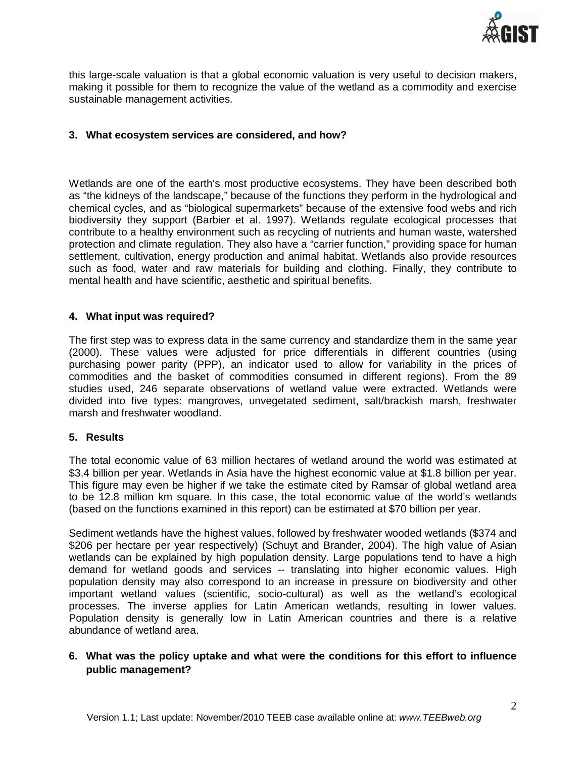this large-scale valuation is that a global economic valuation is very useful to decision makers, making it possible for them to recognize the value of the wetland as a commodity and exercise sustainable management activities.

### 3. What ecosystem services are considered, and how?

Wetlands are one of the earth's most productive ecosystems. They have been described both as "the kidneys of the landscape," because of the functions they perform in the hydrological and chemical cycles, and as "biological supermarkets" because of the extensive food webs and rich biodiversity they support (Barbier et al. 1997). Wetlands regulate ecological processes that contribute to a healthy environment such as recycling of nutrients and human waste, watershed protection and climate regulation. They also have a "carrier function," providing space for human settlement, cultivation, energy production and animal habitat. Wetlands also provide resources such as food, water and raw materials for building and clothing. Finally, they contribute to mental health and have scientific, aesthetic and spiritual benefits.

### 4. What input was required?

The first step was to express data in the same currency and standardize them in the same year (2000). These values were adjusted for price differentials in different countries (using purchasing power parity (PPP), an indicator used to allow for variability in the prices of commodities and the basket of commodities consumed in different regions). From the 89 studies used, 246 separate observations of wetland value were extracted. Wetlands were divided into five types: mangroves, unvegetated sediment, salt/brackish marsh, freshwater marsh and freshwater woodland.

### 5. Results

The total economic value of 63 million hectares of wetland around the world was estimated at $3.4 billion per year. Wetlands in Asia have the highest economic value at $1.8 billion per year. This figure may even be higher if we take the estimate cited by Ramsar of global wetland area to be 12.8 million km square. In this case, the total economic value of the world's wetlands (based on the functions examined in this report) can be estimated at $70 billion per year.

Sediment wetlands have the highest values, followed by freshwater wooded wetlands ($374 and $206 per hectare per year respectively) (Schuyt and Brander, 2004). The high value of Asian wetlands can be explained by high population density. Large populations tend to have a high demand for wetland goods and services -- translating into higher economic values. High population density may also correspond to an increase in pressure on biodiversity and other important wetland values (scientific, socio-cultural) as well as the wetland's ecological processes. The inverse applies for Latin American wetlands, resulting in lower values. Population density is generally low in Latin American countries and there is a relative abundance of wetland area.

### 6. What was the policy uptake and what were the conditions for this effort to influence public management?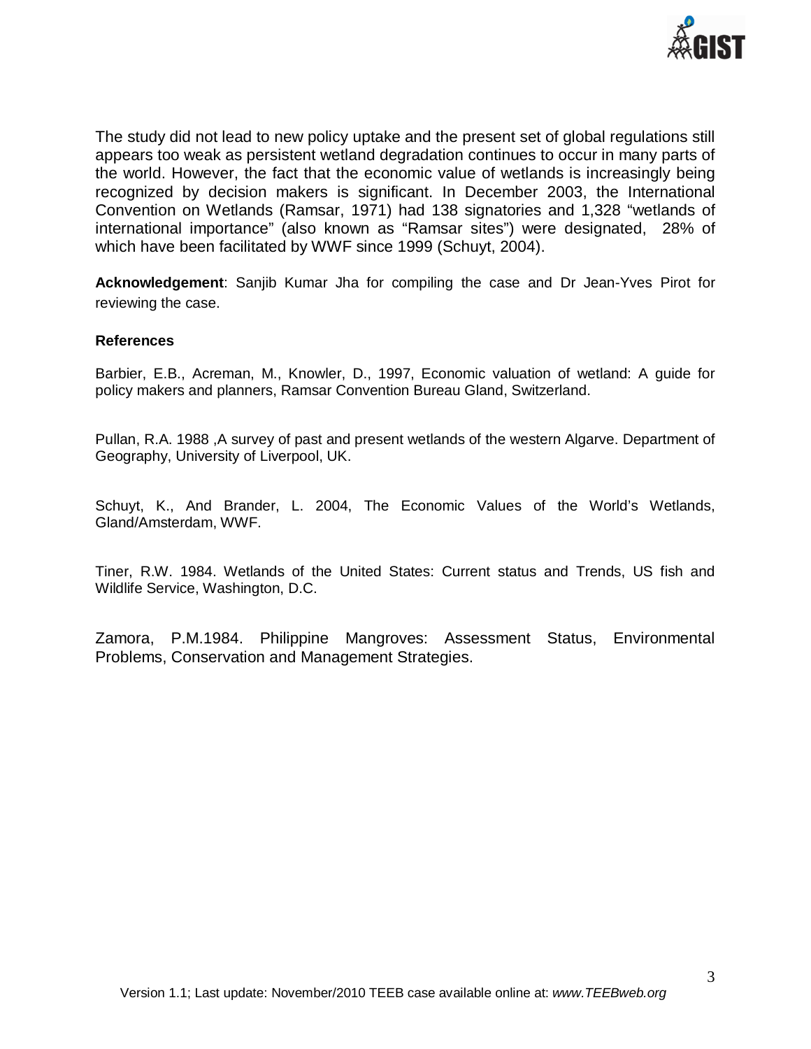The study did not lead to new policy uptake and the present set of global regulations still appears too weak as persistent wetland degradation continues to occur in many parts of the world. However, the fact that the economic value of wetlands is increasingly being recognized by decision makers is significant. In December 2003, the International Convention on Wetlands (Ramsar, 1971) had 138 signatories and 1,328 "wetlands of international importance" (also known as "Ramsar sites") were designated, 28% of which have been facilitated by WWF since 1999 (Schuyt, 2004).

**Acknowledgement**: Sanjib Kumar Jha for compiling the case and Dr Jean-Yves Pirot for reviewing the case.

**References**

Barbier, E.B., Acreman, M., Knowler, D., 1997, Economic valuation of wetland: A guide for policy makers and planners, Ramsar Convention Bureau Gland, Switzerland.

Pullan, R.A. 1988 ,A survey of past and present wetlands of the western Algarve. Department of Geography, University of Liverpool, UK.

Schuyt, K., And Brander, L. 2004, The Economic Values of the World's Wetlands, Gland/Amsterdam, WWF.

Tiner, R.W. 1984. Wetlands of the United States: Current status and Trends, US fish and Wildlife Service, Washington, D.C.

Zamora, P.M.1984. Philippine Mangroves: Assessment Status, Environmental Problems, Conservation and Management Strategies.

Version 1.1; Last update: November/2010 TEEB case available online at: *www.TEEBweb.org*